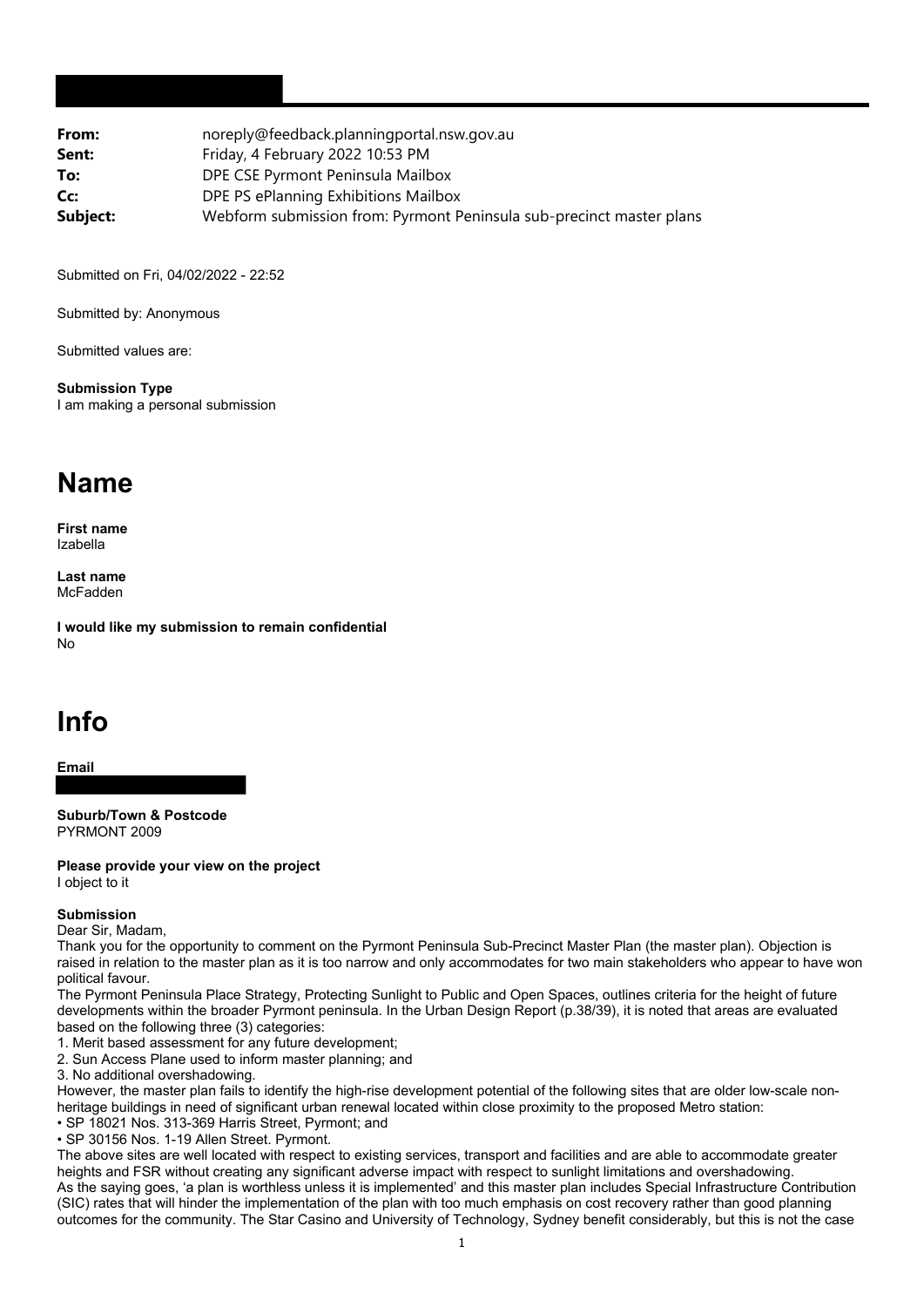| | |
|---|---|
| **From:** | noreply@feedback.planningportal.nsw.gov.au |
| **Sent:** | Friday, 4 February 2022 10:53 PM |
| **To:** | DPE CSE Pyrmont Peninsula Mailbox |
| **Cc:** | DPE PS ePlanning Exhibitions Mailbox |
| **Subject:** | Webform submission from: Pyrmont Peninsula sub-precinct master plans |

Submitted on Fri, 04/02/2022 - 22:52

Submitted by: Anonymous

Submitted values are:

**Submission Type**
I am making a personal submission

# Name

**First name**
Izabella

**Last name**
McFadden

**I would like my submission to remain confidential**
No

# Info

**Email**

**Suburb/Town & Postcode**
PYRMONT 2009

**Please provide your view on the project**
I object to it

**Submission**
Dear Sir, Madam,
Thank you for the opportunity to comment on the Pyrmont Peninsula Sub-Precinct Master Plan (the master plan). Objection is raised in relation to the master plan as it is too narrow and only accommodates for two main stakeholders who appear to have won political favour.
The Pyrmont Peninsula Place Strategy, Protecting Sunlight to Public and Open Spaces, outlines criteria for the height of future developments within the broader Pyrmont peninsula. In the Urban Design Report (p.38/39), it is noted that areas are evaluated based on the following three (3) categories:
1. Merit based assessment for any future development;
2. Sun Access Plane used to inform master planning; and
3. No additional overshadowing.
However, the master plan fails to identify the high-rise development potential of the following sites that are older low-scale non-heritage buildings in need of significant urban renewal located within close proximity to the proposed Metro station:
• SP 18021 Nos. 313-369 Harris Street, Pyrmont; and
• SP 30156 Nos. 1-19 Allen Street. Pyrmont.
The above sites are well located with respect to existing services, transport and facilities and are able to accommodate greater heights and FSR without creating any significant adverse impact with respect to sunlight limitations and overshadowing.
As the saying goes, 'a plan is worthless unless it is implemented' and this master plan includes Special Infrastructure Contribution (SIC) rates that will hinder the implementation of the plan with too much emphasis on cost recovery rather than good planning outcomes for the community. The Star Casino and University of Technology, Sydney benefit considerably, but this is not the case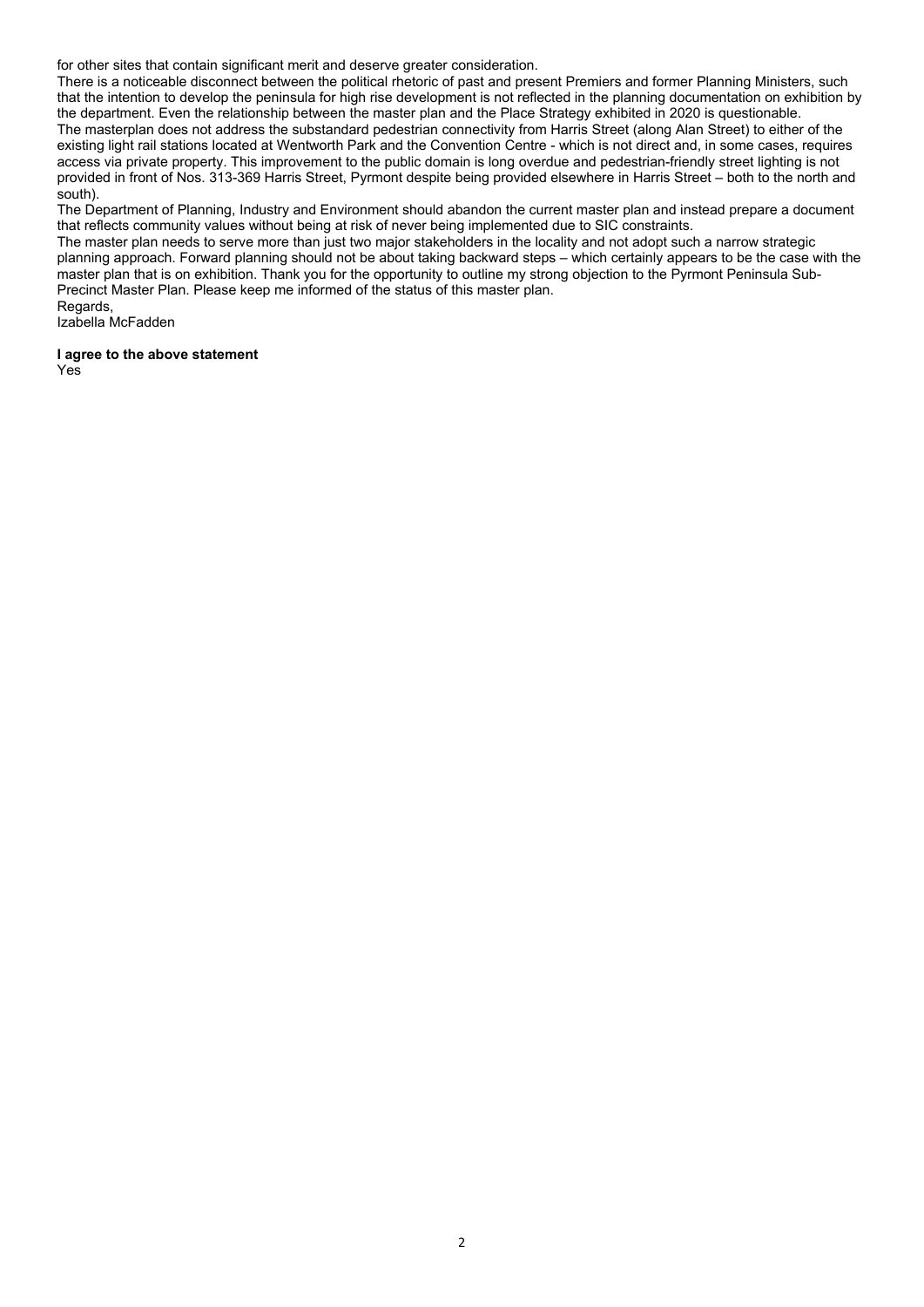for other sites that contain significant merit and deserve greater consideration.

There is a noticeable disconnect between the political rhetoric of past and present Premiers and former Planning Ministers, such that the intention to develop the peninsula for high rise development is not reflected in the planning documentation on exhibition by the department. Even the relationship between the master plan and the Place Strategy exhibited in 2020 is questionable.

The masterplan does not address the substandard pedestrian connectivity from Harris Street (along Alan Street) to either of the existing light rail stations located at Wentworth Park and the Convention Centre - which is not direct and, in some cases, requires access via private property. This improvement to the public domain is long overdue and pedestrian-friendly street lighting is not provided in front of Nos. 313-369 Harris Street, Pyrmont despite being provided elsewhere in Harris Street – both to the north and south).

The Department of Planning, Industry and Environment should abandon the current master plan and instead prepare a document that reflects community values without being at risk of never being implemented due to SIC constraints.

The master plan needs to serve more than just two major stakeholders in the locality and not adopt such a narrow strategic planning approach. Forward planning should not be about taking backward steps – which certainly appears to be the case with the master plan that is on exhibition. Thank you for the opportunity to outline my strong objection to the Pyrmont Peninsula Sub-Precinct Master Plan. Please keep me informed of the status of this master plan.

Regards,

Izabella McFadden

**I agree to the above statement**

Yes